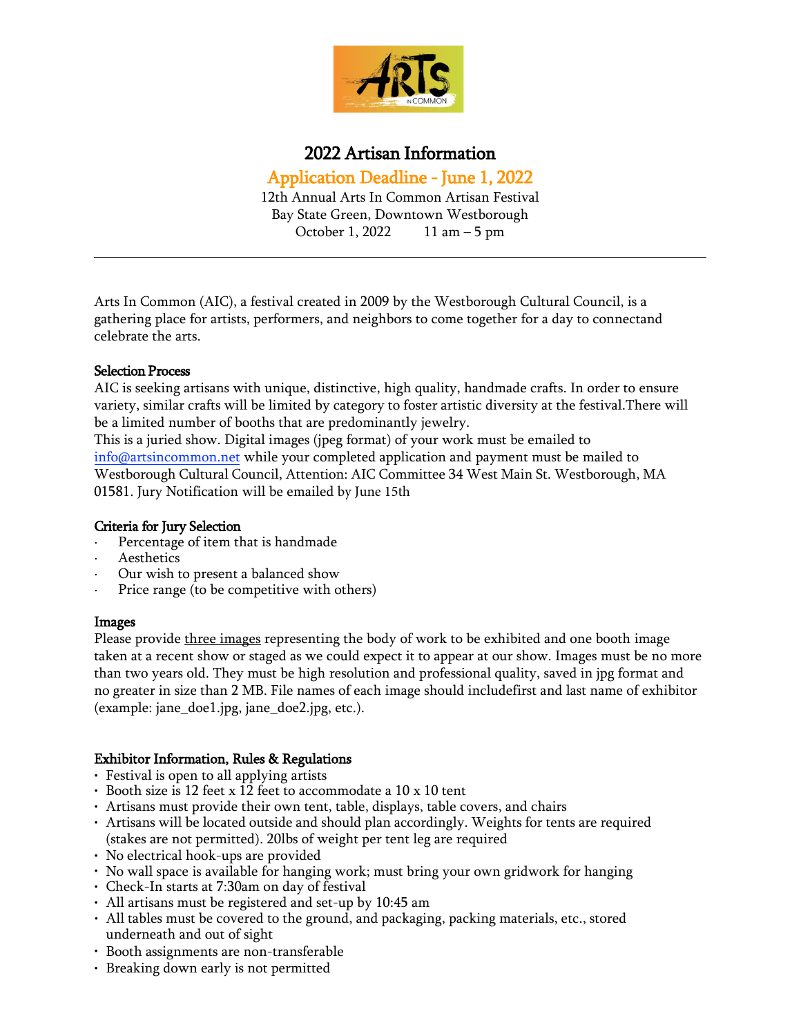# 2022 Artisan Information

## Application Deadline - June 1, 2022

12th Annual Arts In Common Artisan Festival
Bay State Green, Downtown Westborough
October 1, 2022 11 am – 5 pm

---

Arts In Common (AIC), a festival created in 2009 by the Westborough Cultural Council, is a gathering place for artists, performers, and neighbors to come together for a day to connectand celebrate the arts.

### Selection Process

AIC is seeking artisans with unique, distinctive, high quality, handmade crafts. In order to ensure variety, similar crafts will be limited by category to foster artistic diversity at the festival.There will be a limited number of booths that are predominantly jewelry.
This is a juried show. Digital images (jpeg format) of your work must be emailed to info@artsincommon.net while your completed application and payment must be mailed to Westborough Cultural Council, Attention: AIC Committee 34 West Main St. Westborough, MA 01581. Jury Notification will be emailed by June 15th

### Criteria for Jury Selection

- Percentage of item that is handmade
- Aesthetics
- Our wish to present a balanced show
- Price range (to be competitive with others)

### Images

Please provide three images representing the body of work to be exhibited and one booth image taken at a recent show or staged as we could expect it to appear at our show. Images must be no more than two years old. They must be high resolution and professional quality, saved in jpg format and no greater in size than 2 MB. File names of each image should includefirst and last name of exhibitor (example: jane_doe1.jpg, jane_doe2.jpg, etc.).

### Exhibitor Information, Rules & Regulations

- Festival is open to all applying artists
- Booth size is 12 feet x 12 feet to accommodate a 10 x 10 tent
- Artisans must provide their own tent, table, displays, table covers, and chairs
- Artisans will be located outside and should plan accordingly. Weights for tents are required (stakes are not permitted). 20lbs of weight per tent leg are required
- No electrical hook-ups are provided
- No wall space is available for hanging work; must bring your own gridwork for hanging
- Check-In starts at 7:30am on day of festival
- All artisans must be registered and set-up by 10:45 am
- All tables must be covered to the ground, and packaging, packing materials, etc., stored underneath and out of sight
- Booth assignments are non-transferable
- Breaking down early is not permitted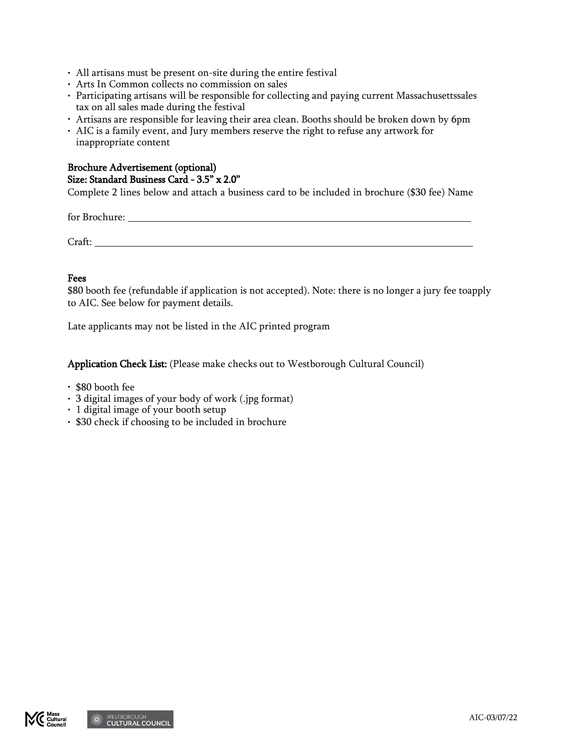- All artisans must be present on-site during the entire festival
- Arts In Common collects no commission on sales
- Participating artisans will be responsible for collecting and paying current Massachusettssales tax on all sales made during the festival
- Artisans are responsible for leaving their area clean. Booths should be broken down by 6pm
- AIC is a family event, and Jury members reserve the right to refuse any artwork for inappropriate content

**Brochure Advertisement (optional)**
**Size: Standard Business Card - 3.5" x 2.0"**

Complete 2 lines below and attach a business card to be included in brochure ($30 fee) Name

for Brochure: ______________________________________________

Craft: ______________________________________________

**Fees**

$80 booth fee (refundable if application is not accepted). Note: there is no longer a jury fee toapply to AIC. See below for payment details.

Late applicants may not be listed in the AIC printed program

**Application Check List:** (Please make checks out to Westborough Cultural Council)

- $80 booth fee
- 3 digital images of your body of work (.jpg format)
- 1 digital image of your booth setup
- $30 check if choosing to be included in brochure

AIC-03/07/22